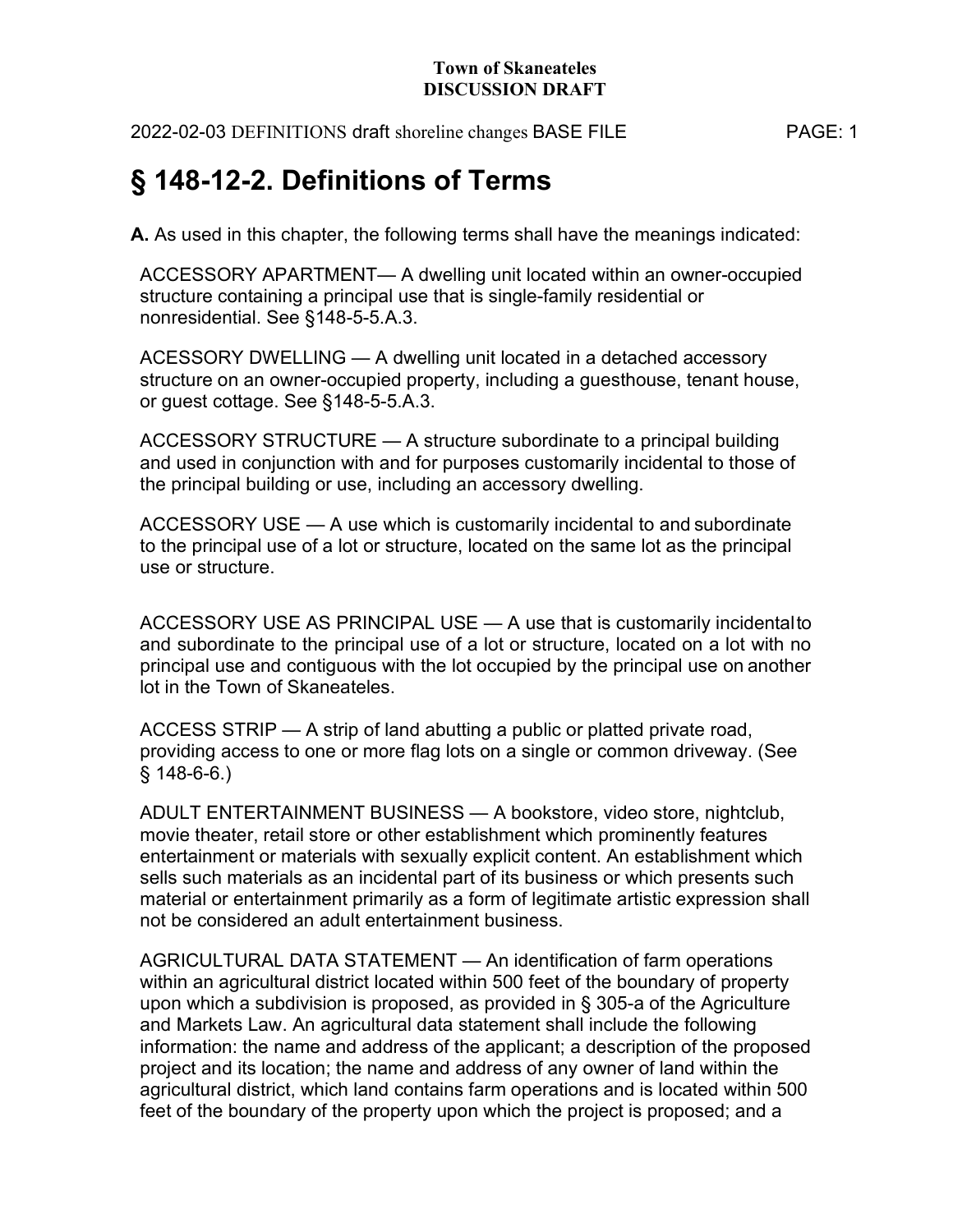# § 148-12-2. Definitions of Terms

**A.** As used in this chapter, the following terms shall have the meanings indicated:

ACCESSORY APARTMENT— A dwelling unit located within an owner-occupied structure containing a principal use that is single-family residential or nonresidential. See §148-5-5.A.3.

ACESSORY DWELLING — A dwelling unit located in a detached accessory structure on an owner-occupied property, including a guesthouse, tenant house, or guest cottage. See §148-5-5.A.3.

ACCESSORY STRUCTURE — A structure subordinate to a principal building and used in conjunction with and for purposes customarily incidental to those of the principal building or use, including an accessory dwelling.

ACCESSORY USE — A use which is customarily incidental to and subordinate to the principal use of a lot or structure, located on the same lot as the principal use or structure.

ACCESSORY USE AS PRINCIPAL USE — A use that is customarily incidental to and subordinate to the principal use of a lot or structure, located on a lot with no principal use and contiguous with the lot occupied by the principal use on another lot in the Town of Skaneateles.

ACCESS STRIP — A strip of land abutting a public or platted private road, providing access to one or more flag lots on a single or common driveway. (See § 148-6-6.)

ADULT ENTERTAINMENT BUSINESS — A bookstore, video store, nightclub, movie theater, retail store or other establishment which prominently features entertainment or materials with sexually explicit content. An establishment which sells such materials as an incidental part of its business or which presents such material or entertainment primarily as a form of legitimate artistic expression shall not be considered an adult entertainment business.

AGRICULTURAL DATA STATEMENT — An identification of farm operations within an agricultural district located within 500 feet of the boundary of property upon which a subdivision is proposed, as provided in § 305-a of the Agriculture and Markets Law. An agricultural data statement shall include the following information: the name and address of the applicant; a description of the proposed project and its location; the name and address of any owner of land within the agricultural district, which land contains farm operations and is located within 500 feet of the boundary of the property upon which the project is proposed; and a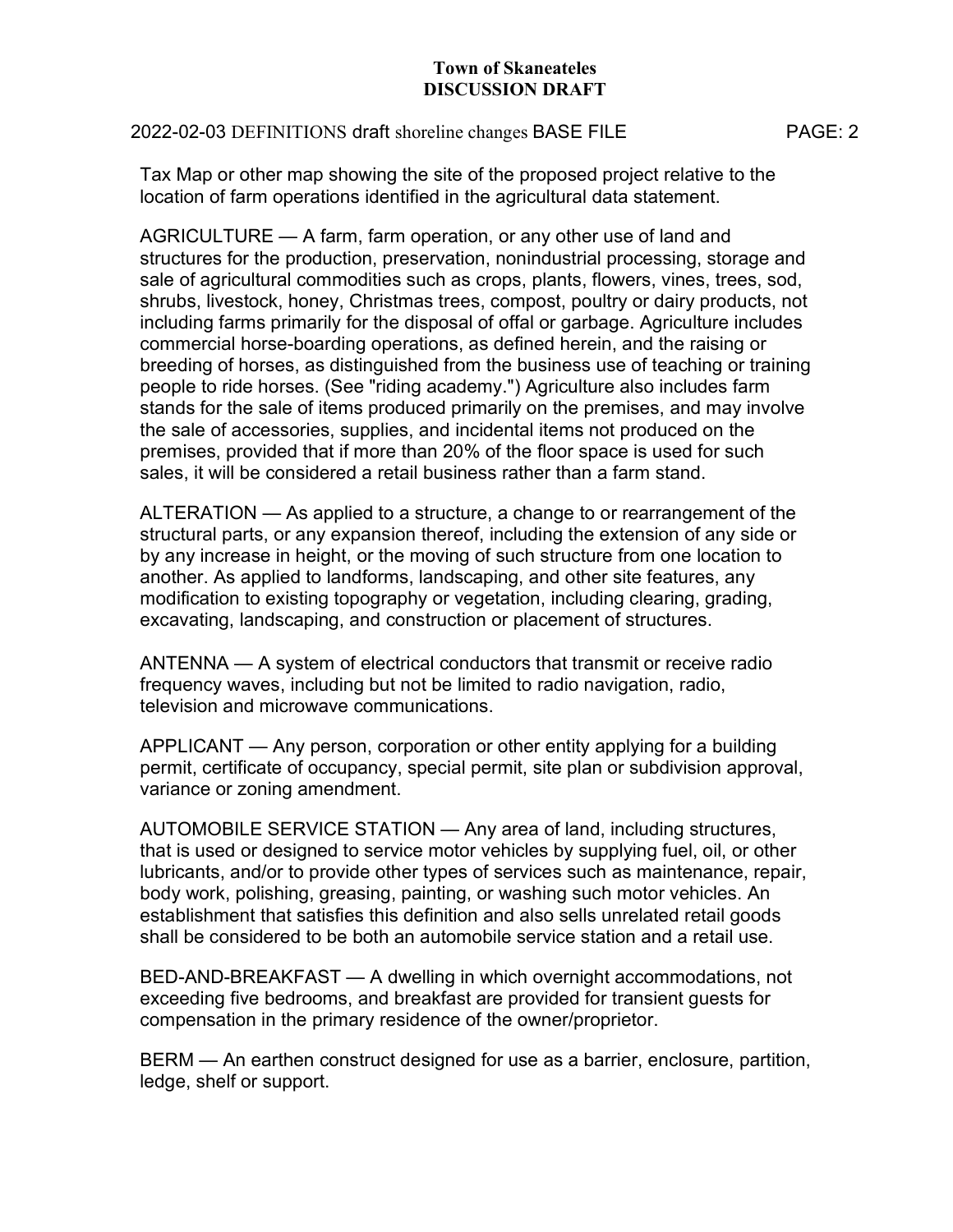Tax Map or other map showing the site of the proposed project relative to the location of farm operations identified in the agricultural data statement.

AGRICULTURE — A farm, farm operation, or any other use of land and structures for the production, preservation, nonindustrial processing, storage and sale of agricultural commodities such as crops, plants, flowers, vines, trees, sod, shrubs, livestock, honey, Christmas trees, compost, poultry or dairy products, not including farms primarily for the disposal of offal or garbage. Agriculture includes commercial horse-boarding operations, as defined herein, and the raising or breeding of horses, as distinguished from the business use of teaching or training people to ride horses. (See "riding academy.") Agriculture also includes farm stands for the sale of items produced primarily on the premises, and may involve the sale of accessories, supplies, and incidental items not produced on the premises, provided that if more than 20% of the floor space is used for such sales, it will be considered a retail business rather than a farm stand.

ALTERATION — As applied to a structure, a change to or rearrangement of the structural parts, or any expansion thereof, including the extension of any side or by any increase in height, or the moving of such structure from one location to another. As applied to landforms, landscaping, and other site features, any modification to existing topography or vegetation, including clearing, grading, excavating, landscaping, and construction or placement of structures.

ANTENNA — A system of electrical conductors that transmit or receive radio frequency waves, including but not be limited to radio navigation, radio, television and microwave communications.

APPLICANT — Any person, corporation or other entity applying for a building permit, certificate of occupancy, special permit, site plan or subdivision approval, variance or zoning amendment.

AUTOMOBILE SERVICE STATION — Any area of land, including structures, that is used or designed to service motor vehicles by supplying fuel, oil, or other lubricants, and/or to provide other types of services such as maintenance, repair, body work, polishing, greasing, painting, or washing such motor vehicles. An establishment that satisfies this definition and also sells unrelated retail goods shall be considered to be both an automobile service station and a retail use.

BED-AND-BREAKFAST — A dwelling in which overnight accommodations, not exceeding five bedrooms, and breakfast are provided for transient guests for compensation in the primary residence of the owner/proprietor.

BERM — An earthen construct designed for use as a barrier, enclosure, partition, ledge, shelf or support.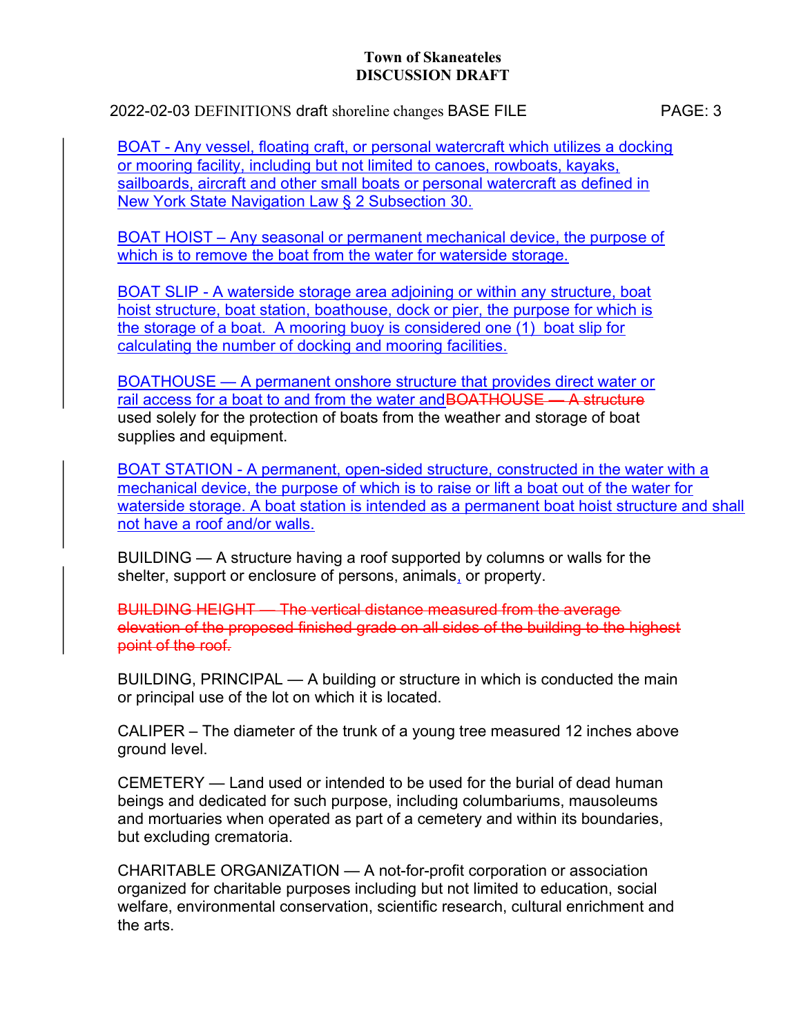BOAT - Any vessel, floating craft, or personal watercraft which utilizes a docking or mooring facility, including but not limited to canoes, rowboats, kayaks, sailboards, aircraft and other small boats or personal watercraft as defined in New York State Navigation Law § 2 Subsection 30.

BOAT HOIST – Any seasonal or permanent mechanical device, the purpose of which is to remove the boat from the water for waterside storage.

BOAT SLIP - A waterside storage area adjoining or within any structure, boat hoist structure, boat station, boathouse, dock or pier, the purpose for which is the storage of a boat. A mooring buoy is considered one (1) boat slip for calculating the number of docking and mooring facilities.

BOATHOUSE — A permanent onshore structure that provides direct water or rail access for a boat to and from the water and~~BOATHOUSE — A structure~~ used solely for the protection of boats from the weather and storage of boat supplies and equipment.

BOAT STATION - A permanent, open-sided structure, constructed in the water with a mechanical device, the purpose of which is to raise or lift a boat out of the water for waterside storage. A boat station is intended as a permanent boat hoist structure and shall not have a roof and/or walls.

BUILDING — A structure having a roof supported by columns or walls for the shelter, support or enclosure of persons, animals, or property.

~~BUILDING HEIGHT — The vertical distance measured from the average elevation of the proposed finished grade on all sides of the building to the highest point of the roof.~~

BUILDING, PRINCIPAL — A building or structure in which is conducted the main or principal use of the lot on which it is located.

CALIPER – The diameter of the trunk of a young tree measured 12 inches above ground level.

CEMETERY — Land used or intended to be used for the burial of dead human beings and dedicated for such purpose, including columbariums, mausoleums and mortuaries when operated as part of a cemetery and within its boundaries, but excluding crematoria.

CHARITABLE ORGANIZATION — A not-for-profit corporation or association organized for charitable purposes including but not limited to education, social welfare, environmental conservation, scientific research, cultural enrichment and the arts.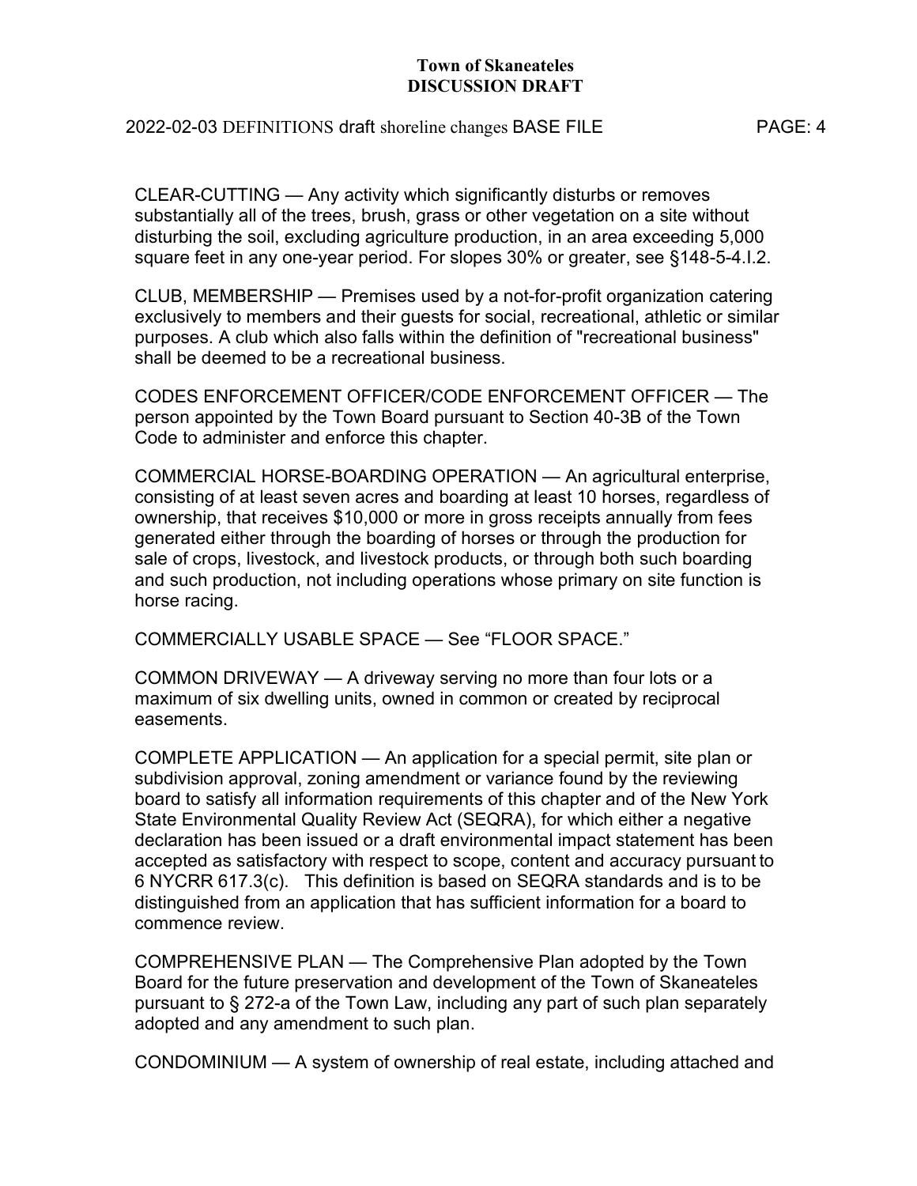CLEAR-CUTTING — Any activity which significantly disturbs or removes substantially all of the trees, brush, grass or other vegetation on a site without disturbing the soil, excluding agriculture production, in an area exceeding 5,000 square feet in any one-year period. For slopes 30% or greater, see §148-5-4.I.2.

CLUB, MEMBERSHIP — Premises used by a not-for-profit organization catering exclusively to members and their guests for social, recreational, athletic or similar purposes. A club which also falls within the definition of "recreational business" shall be deemed to be a recreational business.

CODES ENFORCEMENT OFFICER/CODE ENFORCEMENT OFFICER — The person appointed by the Town Board pursuant to Section 40-3B of the Town Code to administer and enforce this chapter.

COMMERCIAL HORSE-BOARDING OPERATION — An agricultural enterprise, consisting of at least seven acres and boarding at least 10 horses, regardless of ownership, that receives $10,000 or more in gross receipts annually from fees generated either through the boarding of horses or through the production for sale of crops, livestock, and livestock products, or through both such boarding and such production, not including operations whose primary on site function is horse racing.

COMMERCIALLY USABLE SPACE — See "FLOOR SPACE."

COMMON DRIVEWAY — A driveway serving no more than four lots or a maximum of six dwelling units, owned in common or created by reciprocal easements.

COMPLETE APPLICATION — An application for a special permit, site plan or subdivision approval, zoning amendment or variance found by the reviewing board to satisfy all information requirements of this chapter and of the New York State Environmental Quality Review Act (SEQRA), for which either a negative declaration has been issued or a draft environmental impact statement has been accepted as satisfactory with respect to scope, content and accuracy pursuant to 6 NYCRR 617.3(c). This definition is based on SEQRA standards and is to be distinguished from an application that has sufficient information for a board to commence review.

COMPREHENSIVE PLAN — The Comprehensive Plan adopted by the Town Board for the future preservation and development of the Town of Skaneateles pursuant to § 272-a of the Town Law, including any part of such plan separately adopted and any amendment to such plan.

CONDOMINIUM — A system of ownership of real estate, including attached and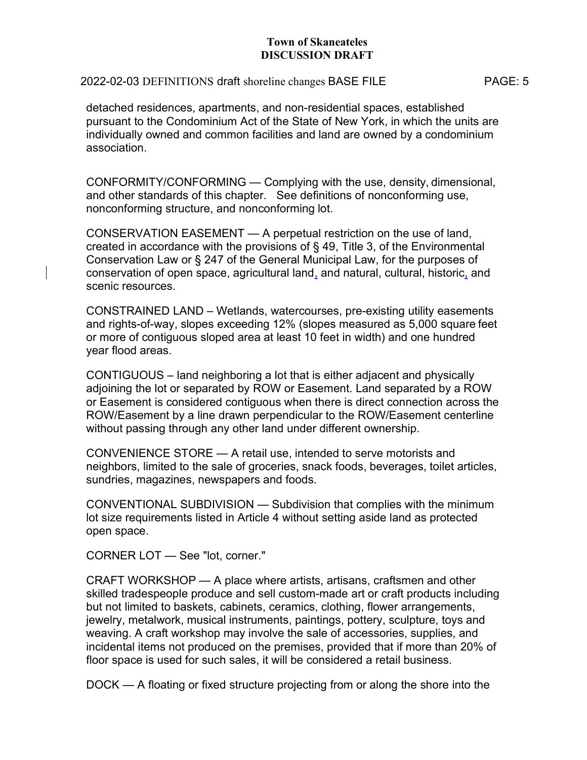detached residences, apartments, and non-residential spaces, established pursuant to the Condominium Act of the State of New York, in which the units are individually owned and common facilities and land are owned by a condominium association.

CONFORMITY/CONFORMING — Complying with the use, density, dimensional, and other standards of this chapter. See definitions of nonconforming use, nonconforming structure, and nonconforming lot.

CONSERVATION EASEMENT — A perpetual restriction on the use of land, created in accordance with the provisions of § 49, Title 3, of the Environmental Conservation Law or § 247 of the General Municipal Law, for the purposes of conservation of open space, agricultural land, and natural, cultural, historic, and scenic resources.

CONSTRAINED LAND – Wetlands, watercourses, pre-existing utility easements and rights-of-way, slopes exceeding 12% (slopes measured as 5,000 square feet or more of contiguous sloped area at least 10 feet in width) and one hundred year flood areas.

CONTIGUOUS – land neighboring a lot that is either adjacent and physically adjoining the lot or separated by ROW or Easement. Land separated by a ROW or Easement is considered contiguous when there is direct connection across the ROW/Easement by a line drawn perpendicular to the ROW/Easement centerline without passing through any other land under different ownership.

CONVENIENCE STORE — A retail use, intended to serve motorists and neighbors, limited to the sale of groceries, snack foods, beverages, toilet articles, sundries, magazines, newspapers and foods.

CONVENTIONAL SUBDIVISION — Subdivision that complies with the minimum lot size requirements listed in Article 4 without setting aside land as protected open space.

CORNER LOT — See "lot, corner."

CRAFT WORKSHOP — A place where artists, artisans, craftsmen and other skilled tradespeople produce and sell custom-made art or craft products including but not limited to baskets, cabinets, ceramics, clothing, flower arrangements, jewelry, metalwork, musical instruments, paintings, pottery, sculpture, toys and weaving. A craft workshop may involve the sale of accessories, supplies, and incidental items not produced on the premises, provided that if more than 20% of floor space is used for such sales, it will be considered a retail business.

DOCK — A floating or fixed structure projecting from or along the shore into the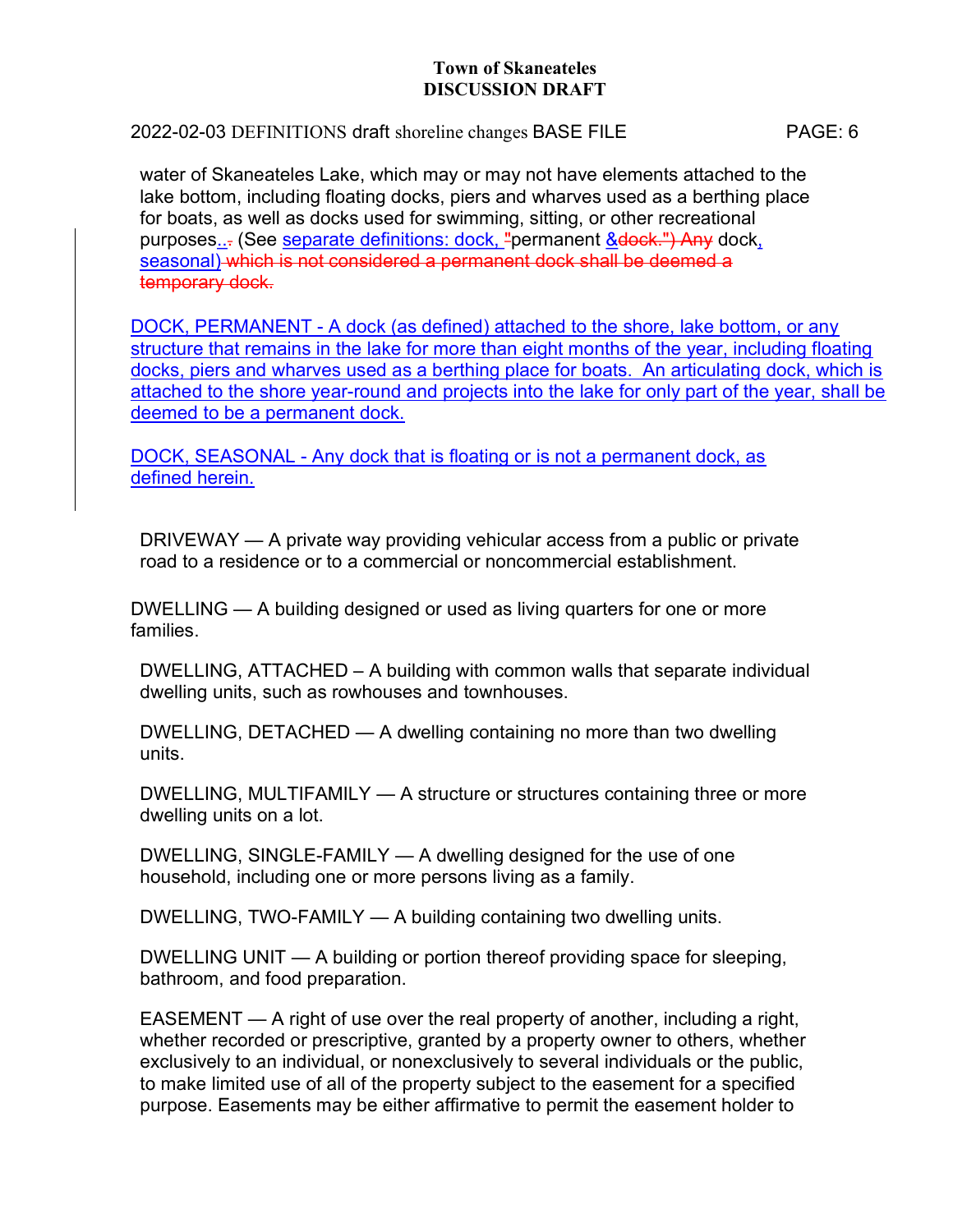water of Skaneateles Lake, which may or may not have elements attached to the lake bottom, including floating docks, piers and wharves used as a berthing place for boats, as well as docks used for swimming, sitting, or other recreational purposes.. (See separate definitions: dock, "permanent &dock.") Any dock, seasonal) which is not considered a permanent dock shall be deemed a temporary dock.

DOCK, PERMANENT - A dock (as defined) attached to the shore, lake bottom, or any structure that remains in the lake for more than eight months of the year, including floating docks, piers and wharves used as a berthing place for boats. An articulating dock, which is attached to the shore year-round and projects into the lake for only part of the year, shall be deemed to be a permanent dock.

DOCK, SEASONAL - Any dock that is floating or is not a permanent dock, as defined herein.

DRIVEWAY — A private way providing vehicular access from a public or private road to a residence or to a commercial or noncommercial establishment.

DWELLING — A building designed or used as living quarters for one or more families.

DWELLING, ATTACHED – A building with common walls that separate individual dwelling units, such as rowhouses and townhouses.

DWELLING, DETACHED — A dwelling containing no more than two dwelling units.

DWELLING, MULTIFAMILY — A structure or structures containing three or more dwelling units on a lot.

DWELLING, SINGLE-FAMILY — A dwelling designed for the use of one household, including one or more persons living as a family.

DWELLING, TWO-FAMILY — A building containing two dwelling units.

DWELLING UNIT — A building or portion thereof providing space for sleeping, bathroom, and food preparation.

EASEMENT — A right of use over the real property of another, including a right, whether recorded or prescriptive, granted by a property owner to others, whether exclusively to an individual, or nonexclusively to several individuals or the public, to make limited use of all of the property subject to the easement for a specified purpose. Easements may be either affirmative to permit the easement holder to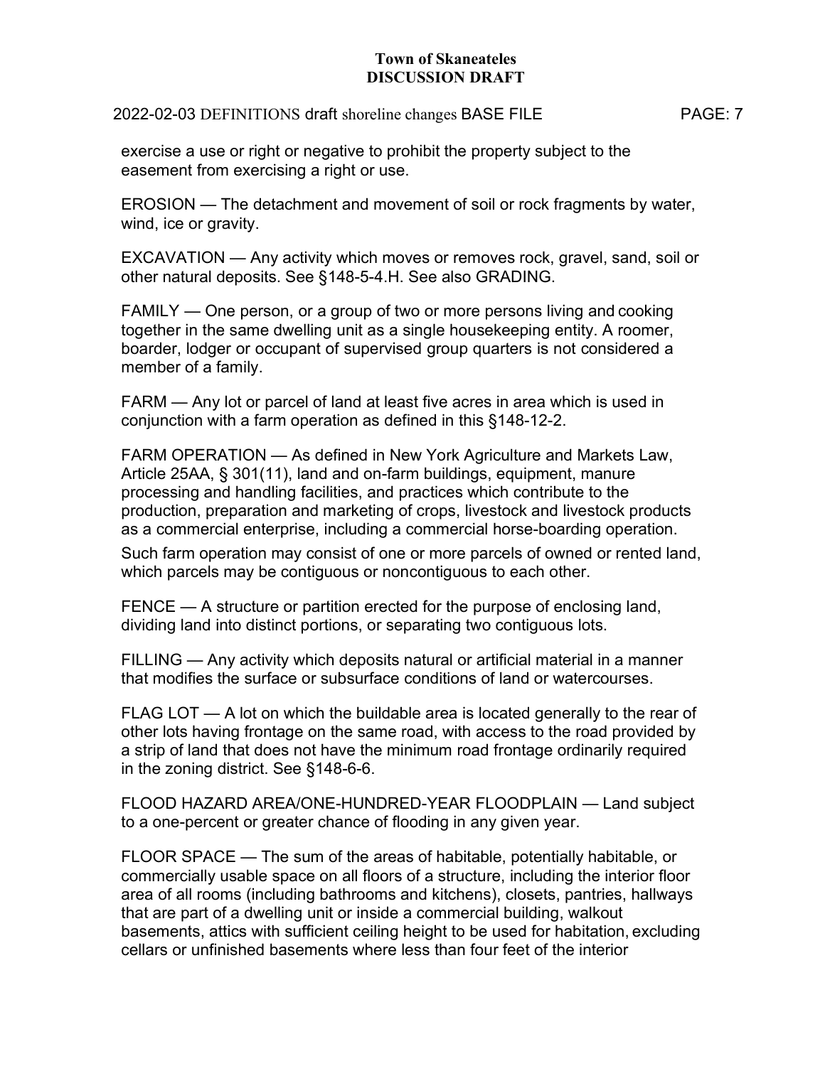exercise a use or right or negative to prohibit the property subject to the easement from exercising a right or use.

EROSION — The detachment and movement of soil or rock fragments by water, wind, ice or gravity.

EXCAVATION — Any activity which moves or removes rock, gravel, sand, soil or other natural deposits. See §148-5-4.H. See also GRADING.

FAMILY — One person, or a group of two or more persons living and cooking together in the same dwelling unit as a single housekeeping entity. A roomer, boarder, lodger or occupant of supervised group quarters is not considered a member of a family.

FARM — Any lot or parcel of land at least five acres in area which is used in conjunction with a farm operation as defined in this §148-12-2.

FARM OPERATION — As defined in New York Agriculture and Markets Law, Article 25AA, § 301(11), land and on-farm buildings, equipment, manure processing and handling facilities, and practices which contribute to the production, preparation and marketing of crops, livestock and livestock products as a commercial enterprise, including a commercial horse-boarding operation.

Such farm operation may consist of one or more parcels of owned or rented land, which parcels may be contiguous or noncontiguous to each other.

FENCE — A structure or partition erected for the purpose of enclosing land, dividing land into distinct portions, or separating two contiguous lots.

FILLING — Any activity which deposits natural or artificial material in a manner that modifies the surface or subsurface conditions of land or watercourses.

FLAG LOT — A lot on which the buildable area is located generally to the rear of other lots having frontage on the same road, with access to the road provided by a strip of land that does not have the minimum road frontage ordinarily required in the zoning district. See §148-6-6.

FLOOD HAZARD AREA/ONE-HUNDRED-YEAR FLOODPLAIN — Land subject to a one-percent or greater chance of flooding in any given year.

FLOOR SPACE — The sum of the areas of habitable, potentially habitable, or commercially usable space on all floors of a structure, including the interior floor area of all rooms (including bathrooms and kitchens), closets, pantries, hallways that are part of a dwelling unit or inside a commercial building, walkout basements, attics with sufficient ceiling height to be used for habitation, excluding cellars or unfinished basements where less than four feet of the interior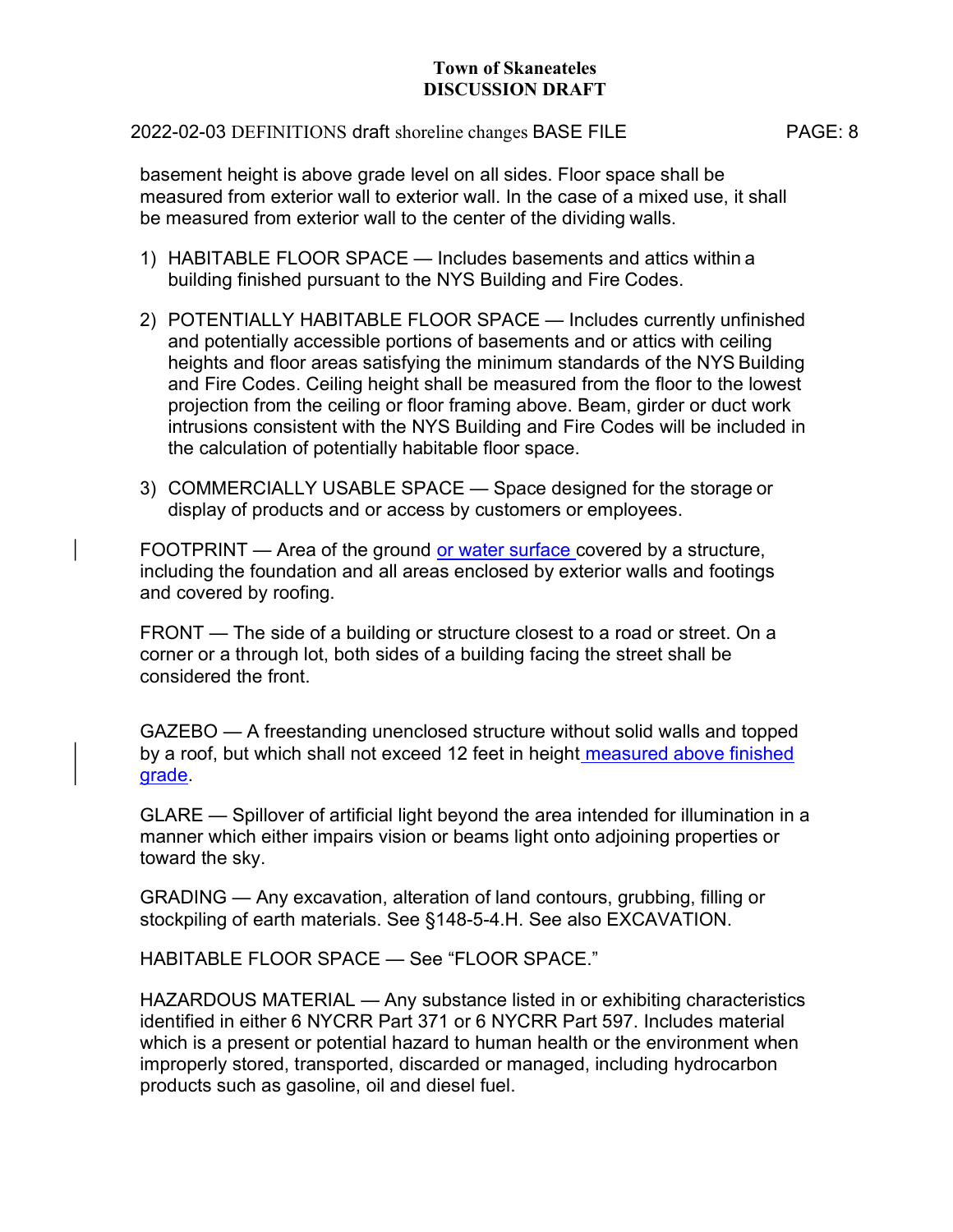basement height is above grade level on all sides. Floor space shall be measured from exterior wall to exterior wall. In the case of a mixed use, it shall be measured from exterior wall to the center of the dividing walls.

1) HABITABLE FLOOR SPACE — Includes basements and attics within a building finished pursuant to the NYS Building and Fire Codes.

2) POTENTIALLY HABITABLE FLOOR SPACE — Includes currently unfinished and potentially accessible portions of basements and or attics with ceiling heights and floor areas satisfying the minimum standards of the NYS Building and Fire Codes. Ceiling height shall be measured from the floor to the lowest projection from the ceiling or floor framing above. Beam, girder or duct work intrusions consistent with the NYS Building and Fire Codes will be included in the calculation of potentially habitable floor space.

3) COMMERCIALLY USABLE SPACE — Space designed for the storage or display of products and or access by customers or employees.

FOOTPRINT — Area of the ground or water surface covered by a structure, including the foundation and all areas enclosed by exterior walls and footings and covered by roofing.

FRONT — The side of a building or structure closest to a road or street. On a corner or a through lot, both sides of a building facing the street shall be considered the front.

GAZEBO — A freestanding unenclosed structure without solid walls and topped by a roof, but which shall not exceed 12 feet in height measured above finished grade.

GLARE — Spillover of artificial light beyond the area intended for illumination in a manner which either impairs vision or beams light onto adjoining properties or toward the sky.

GRADING — Any excavation, alteration of land contours, grubbing, filling or stockpiling of earth materials. See §148-5-4.H. See also EXCAVATION.

HABITABLE FLOOR SPACE — See "FLOOR SPACE."

HAZARDOUS MATERIAL — Any substance listed in or exhibiting characteristics identified in either 6 NYCRR Part 371 or 6 NYCRR Part 597. Includes material which is a present or potential hazard to human health or the environment when improperly stored, transported, discarded or managed, including hydrocarbon products such as gasoline, oil and diesel fuel.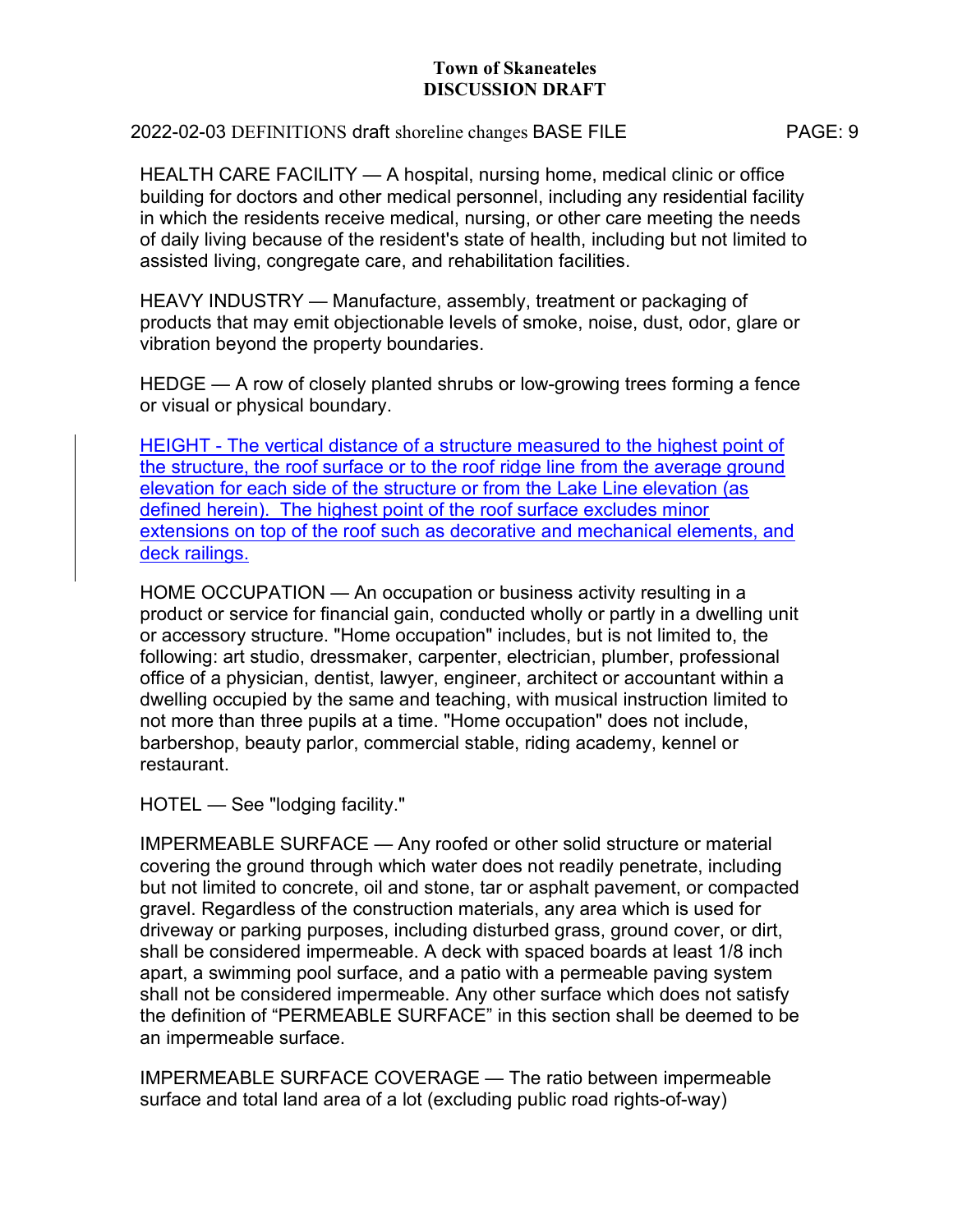HEALTH CARE FACILITY — A hospital, nursing home, medical clinic or office building for doctors and other medical personnel, including any residential facility in which the residents receive medical, nursing, or other care meeting the needs of daily living because of the resident's state of health, including but not limited to assisted living, congregate care, and rehabilitation facilities.

HEAVY INDUSTRY — Manufacture, assembly, treatment or packaging of products that may emit objectionable levels of smoke, noise, dust, odor, glare or vibration beyond the property boundaries.

HEDGE — A row of closely planted shrubs or low-growing trees forming a fence or visual or physical boundary.

HEIGHT - The vertical distance of a structure measured to the highest point of the structure, the roof surface or to the roof ridge line from the average ground elevation for each side of the structure or from the Lake Line elevation (as defined herein). The highest point of the roof surface excludes minor extensions on top of the roof such as decorative and mechanical elements, and deck railings.

HOME OCCUPATION — An occupation or business activity resulting in a product or service for financial gain, conducted wholly or partly in a dwelling unit or accessory structure. "Home occupation" includes, but is not limited to, the following: art studio, dressmaker, carpenter, electrician, plumber, professional office of a physician, dentist, lawyer, engineer, architect or accountant within a dwelling occupied by the same and teaching, with musical instruction limited to not more than three pupils at a time. "Home occupation" does not include, barbershop, beauty parlor, commercial stable, riding academy, kennel or restaurant.

HOTEL — See "lodging facility."

IMPERMEABLE SURFACE — Any roofed or other solid structure or material covering the ground through which water does not readily penetrate, including but not limited to concrete, oil and stone, tar or asphalt pavement, or compacted gravel. Regardless of the construction materials, any area which is used for driveway or parking purposes, including disturbed grass, ground cover, or dirt, shall be considered impermeable. A deck with spaced boards at least 1/8 inch apart, a swimming pool surface, and a patio with a permeable paving system shall not be considered impermeable. Any other surface which does not satisfy the definition of "PERMEABLE SURFACE" in this section shall be deemed to be an impermeable surface.

IMPERMEABLE SURFACE COVERAGE — The ratio between impermeable surface and total land area of a lot (excluding public road rights-of-way)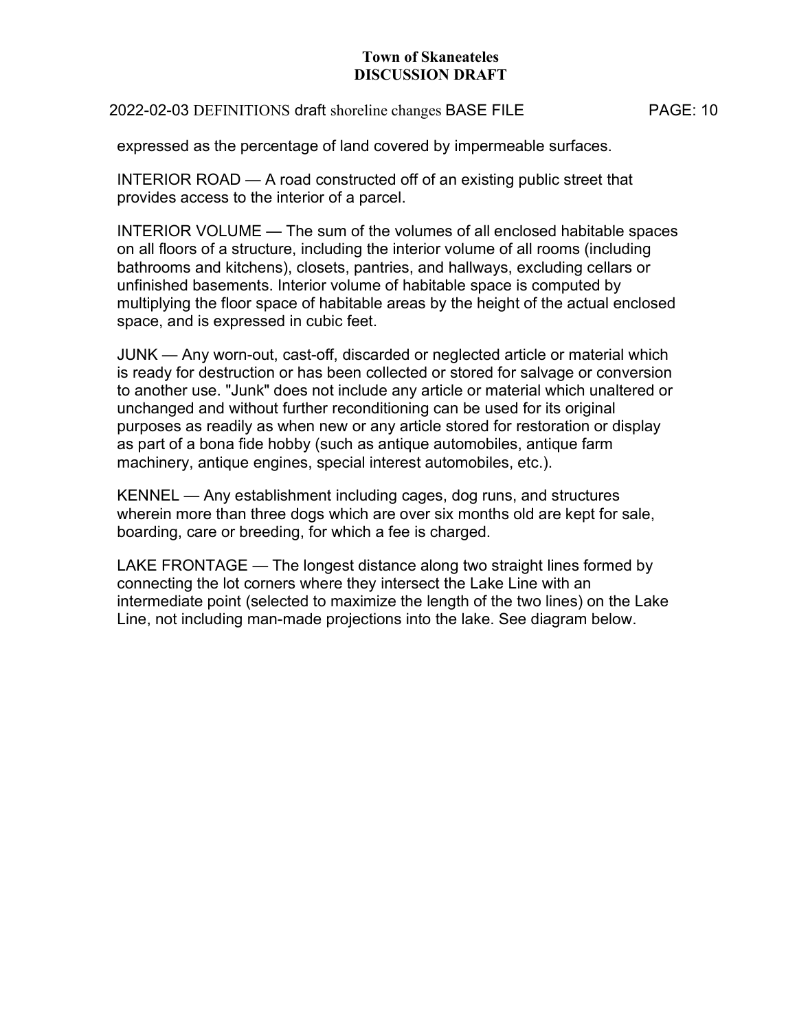expressed as the percentage of land covered by impermeable surfaces.

INTERIOR ROAD — A road constructed off of an existing public street that provides access to the interior of a parcel.

INTERIOR VOLUME — The sum of the volumes of all enclosed habitable spaces on all floors of a structure, including the interior volume of all rooms (including bathrooms and kitchens), closets, pantries, and hallways, excluding cellars or unfinished basements. Interior volume of habitable space is computed by multiplying the floor space of habitable areas by the height of the actual enclosed space, and is expressed in cubic feet.

JUNK — Any worn-out, cast-off, discarded or neglected article or material which is ready for destruction or has been collected or stored for salvage or conversion to another use. "Junk" does not include any article or material which unaltered or unchanged and without further reconditioning can be used for its original purposes as readily as when new or any article stored for restoration or display as part of a bona fide hobby (such as antique automobiles, antique farm machinery, antique engines, special interest automobiles, etc.).

KENNEL — Any establishment including cages, dog runs, and structures wherein more than three dogs which are over six months old are kept for sale, boarding, care or breeding, for which a fee is charged.

LAKE FRONTAGE — The longest distance along two straight lines formed by connecting the lot corners where they intersect the Lake Line with an intermediate point (selected to maximize the length of the two lines) on the Lake Line, not including man-made projections into the lake. See diagram below.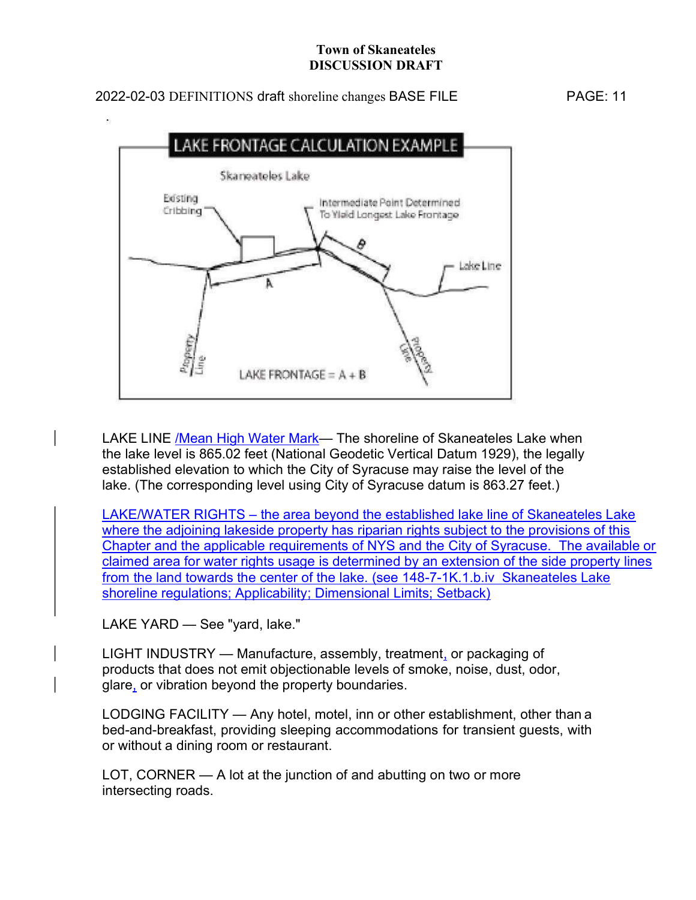LAKE FRONTAGE CALCULATION EXAMPLE

Skaneateles Lake

Existing Cribbing

Intermediate Point Determined To Yield Longest Lake Frontage

Lake Line

Property Line

LAKE FRONTAGE = A + B

LAKE LINE /Mean High Water Mark— The shoreline of Skaneateles Lake when the lake level is 865.02 feet (National Geodetic Vertical Datum 1929), the legally established elevation to which the City of Syracuse may raise the level of the lake. (The corresponding level using City of Syracuse datum is 863.27 feet.)

LAKE/WATER RIGHTS – the area beyond the established lake line of Skaneateles Lake where the adjoining lakeside property has riparian rights subject to the provisions of this Chapter and the applicable requirements of NYS and the City of Syracuse. The available or claimed area for water rights usage is determined by an extension of the side property lines from the land towards the center of the lake. (see 148-7-1K.1.b.iv Skaneateles Lake shoreline regulations; Applicability; Dimensional Limits; Setback)

LAKE YARD — See "yard, lake."

LIGHT INDUSTRY — Manufacture, assembly, treatment, or packaging of products that does not emit objectionable levels of smoke, noise, dust, odor, glare, or vibration beyond the property boundaries.

LODGING FACILITY — Any hotel, motel, inn or other establishment, other than a bed-and-breakfast, providing sleeping accommodations for transient guests, with or without a dining room or restaurant.

LOT, CORNER — A lot at the junction of and abutting on two or more intersecting roads.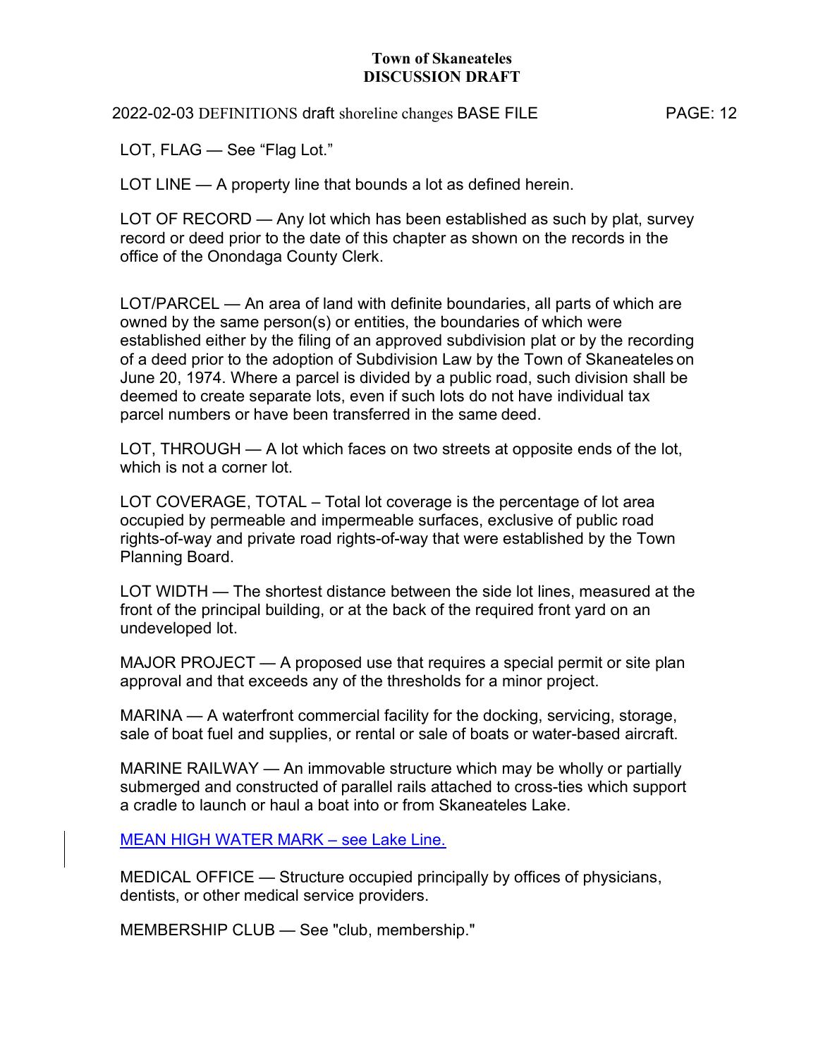LOT, FLAG — See "Flag Lot."

LOT LINE — A property line that bounds a lot as defined herein.

LOT OF RECORD — Any lot which has been established as such by plat, survey record or deed prior to the date of this chapter as shown on the records in the office of the Onondaga County Clerk.

LOT/PARCEL — An area of land with definite boundaries, all parts of which are owned by the same person(s) or entities, the boundaries of which were established either by the filing of an approved subdivision plat or by the recording of a deed prior to the adoption of Subdivision Law by the Town of Skaneateles on June 20, 1974. Where a parcel is divided by a public road, such division shall be deemed to create separate lots, even if such lots do not have individual tax parcel numbers or have been transferred in the same deed.

LOT, THROUGH — A lot which faces on two streets at opposite ends of the lot, which is not a corner lot.

LOT COVERAGE, TOTAL – Total lot coverage is the percentage of lot area occupied by permeable and impermeable surfaces, exclusive of public road rights-of-way and private road rights-of-way that were established by the Town Planning Board.

LOT WIDTH — The shortest distance between the side lot lines, measured at the front of the principal building, or at the back of the required front yard on an undeveloped lot.

MAJOR PROJECT — A proposed use that requires a special permit or site plan approval and that exceeds any of the thresholds for a minor project.

MARINA — A waterfront commercial facility for the docking, servicing, storage, sale of boat fuel and supplies, or rental or sale of boats or water-based aircraft.

MARINE RAILWAY — An immovable structure which may be wholly or partially submerged and constructed of parallel rails attached to cross-ties which support a cradle to launch or haul a boat into or from Skaneateles Lake.

MEAN HIGH WATER MARK – see Lake Line.

MEDICAL OFFICE — Structure occupied principally by offices of physicians, dentists, or other medical service providers.

MEMBERSHIP CLUB — See "club, membership."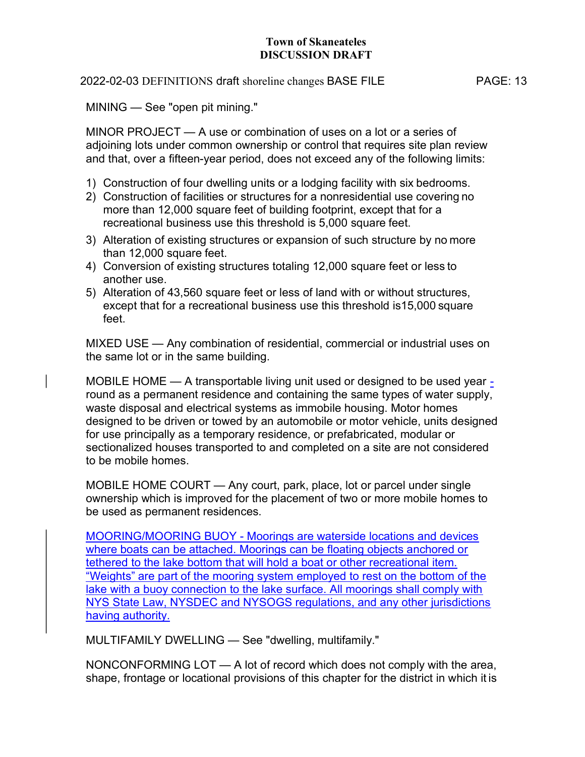MINING — See "open pit mining."

MINOR PROJECT — A use or combination of uses on a lot or a series of adjoining lots under common ownership or control that requires site plan review and that, over a fifteen-year period, does not exceed any of the following limits:

1) Construction of four dwelling units or a lodging facility with six bedrooms.
2) Construction of facilities or structures for a nonresidential use covering no more than 12,000 square feet of building footprint, except that for a recreational business use this threshold is 5,000 square feet.
3) Alteration of existing structures or expansion of such structure by no more than 12,000 square feet.
4) Conversion of existing structures totaling 12,000 square feet or less to another use.
5) Alteration of 43,560 square feet or less of land with or without structures, except that for a recreational business use this threshold is15,000 square feet.

MIXED USE — Any combination of residential, commercial or industrial uses on the same lot or in the same building.

MOBILE HOME — A transportable living unit used or designed to be used year -round as a permanent residence and containing the same types of water supply, waste disposal and electrical systems as immobile housing. Motor homes designed to be driven or towed by an automobile or motor vehicle, units designed for use principally as a temporary residence, or prefabricated, modular or sectionalized houses transported to and completed on a site are not considered to be mobile homes.

MOBILE HOME COURT — Any court, park, place, lot or parcel under single ownership which is improved for the placement of two or more mobile homes to be used as permanent residences.

MOORING/MOORING BUOY - Moorings are waterside locations and devices where boats can be attached. Moorings can be floating objects anchored or tethered to the lake bottom that will hold a boat or other recreational item. “Weights” are part of the mooring system employed to rest on the bottom of the lake with a buoy connection to the lake surface. All moorings shall comply with NYS State Law, NYSDEC and NYSOGS regulations, and any other jurisdictions having authority.

MULTIFAMILY DWELLING — See "dwelling, multifamily."

NONCONFORMING LOT — A lot of record which does not comply with the area, shape, frontage or locational provisions of this chapter for the district in which it is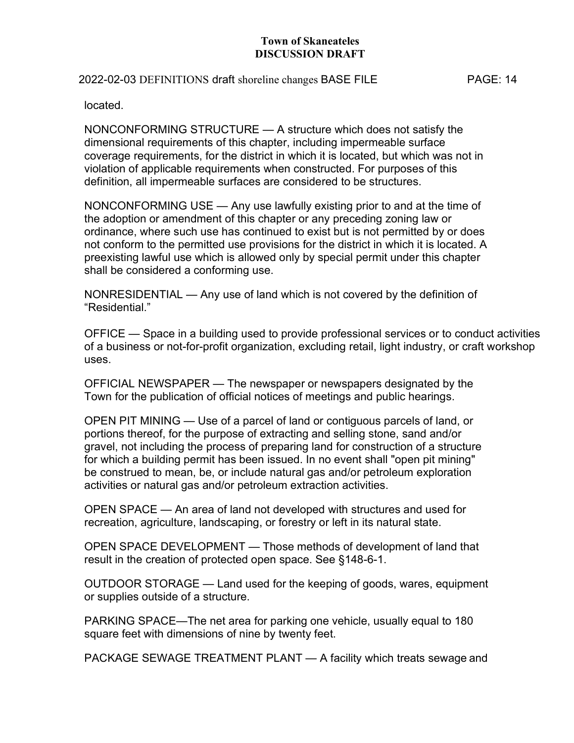located.

NONCONFORMING STRUCTURE — A structure which does not satisfy the dimensional requirements of this chapter, including impermeable surface coverage requirements, for the district in which it is located, but which was not in violation of applicable requirements when constructed. For purposes of this definition, all impermeable surfaces are considered to be structures.

NONCONFORMING USE — Any use lawfully existing prior to and at the time of the adoption or amendment of this chapter or any preceding zoning law or ordinance, where such use has continued to exist but is not permitted by or does not conform to the permitted use provisions for the district in which it is located. A preexisting lawful use which is allowed only by special permit under this chapter shall be considered a conforming use.

NONRESIDENTIAL — Any use of land which is not covered by the definition of "Residential."

OFFICE — Space in a building used to provide professional services or to conduct activities of a business or not-for-profit organization, excluding retail, light industry, or craft workshop uses.

OFFICIAL NEWSPAPER — The newspaper or newspapers designated by the Town for the publication of official notices of meetings and public hearings.

OPEN PIT MINING — Use of a parcel of land or contiguous parcels of land, or portions thereof, for the purpose of extracting and selling stone, sand and/or gravel, not including the process of preparing land for construction of a structure for which a building permit has been issued. In no event shall "open pit mining" be construed to mean, be, or include natural gas and/or petroleum exploration activities or natural gas and/or petroleum extraction activities.

OPEN SPACE — An area of land not developed with structures and used for recreation, agriculture, landscaping, or forestry or left in its natural state.

OPEN SPACE DEVELOPMENT — Those methods of development of land that result in the creation of protected open space. See §148-6-1.

OUTDOOR STORAGE — Land used for the keeping of goods, wares, equipment or supplies outside of a structure.

PARKING SPACE—The net area for parking one vehicle, usually equal to 180 square feet with dimensions of nine by twenty feet.

PACKAGE SEWAGE TREATMENT PLANT — A facility which treats sewage and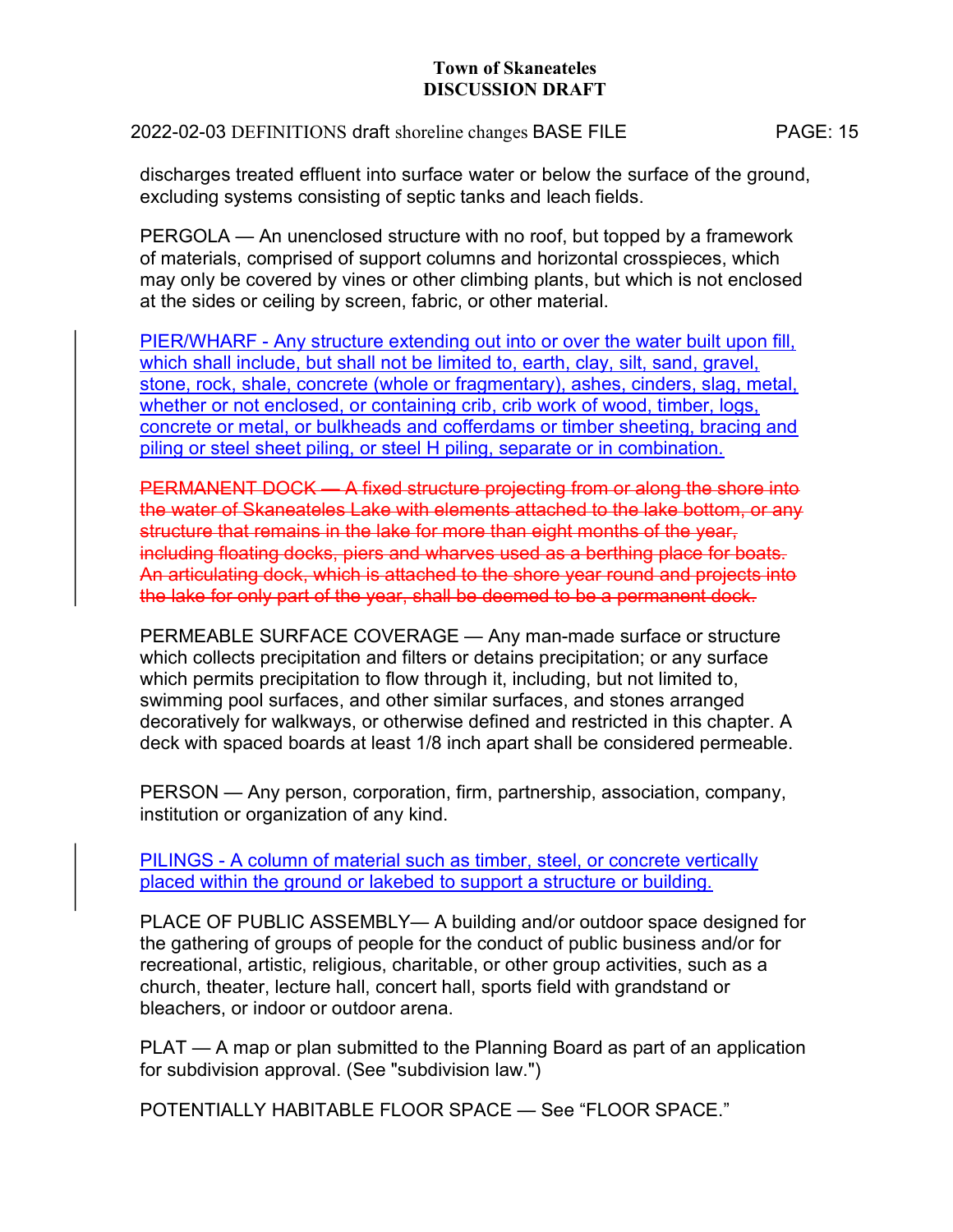discharges treated effluent into surface water or below the surface of the ground, excluding systems consisting of septic tanks and leach fields.

PERGOLA — An unenclosed structure with no roof, but topped by a framework of materials, comprised of support columns and horizontal crosspieces, which may only be covered by vines or other climbing plants, but which is not enclosed at the sides or ceiling by screen, fabric, or other material.

PIER/WHARF - Any structure extending out into or over the water built upon fill, which shall include, but shall not be limited to, earth, clay, silt, sand, gravel, stone, rock, shale, concrete (whole or fragmentary), ashes, cinders, slag, metal, whether or not enclosed, or containing crib, crib work of wood, timber, logs, concrete or metal, or bulkheads and cofferdams or timber sheeting, bracing and piling or steel sheet piling, or steel H piling, separate or in combination.

~~PERMANENT DOCK — A fixed structure projecting from or along the shore into the water of Skaneateles Lake with elements attached to the lake bottom, or any structure that remains in the lake for more than eight months of the year, including floating docks, piers and wharves used as a berthing place for boats. An articulating dock, which is attached to the shore year round and projects into the lake for only part of the year, shall be deemed to be a permanent dock.~~

PERMEABLE SURFACE COVERAGE — Any man-made surface or structure which collects precipitation and filters or detains precipitation; or any surface which permits precipitation to flow through it, including, but not limited to, swimming pool surfaces, and other similar surfaces, and stones arranged decoratively for walkways, or otherwise defined and restricted in this chapter. A deck with spaced boards at least 1/8 inch apart shall be considered permeable.

PERSON — Any person, corporation, firm, partnership, association, company, institution or organization of any kind.

PILINGS - A column of material such as timber, steel, or concrete vertically placed within the ground or lakebed to support a structure or building.

PLACE OF PUBLIC ASSEMBLY— A building and/or outdoor space designed for the gathering of groups of people for the conduct of public business and/or for recreational, artistic, religious, charitable, or other group activities, such as a church, theater, lecture hall, concert hall, sports field with grandstand or bleachers, or indoor or outdoor arena.

PLAT — A map or plan submitted to the Planning Board as part of an application for subdivision approval. (See "subdivision law.")

POTENTIALLY HABITABLE FLOOR SPACE — See "FLOOR SPACE."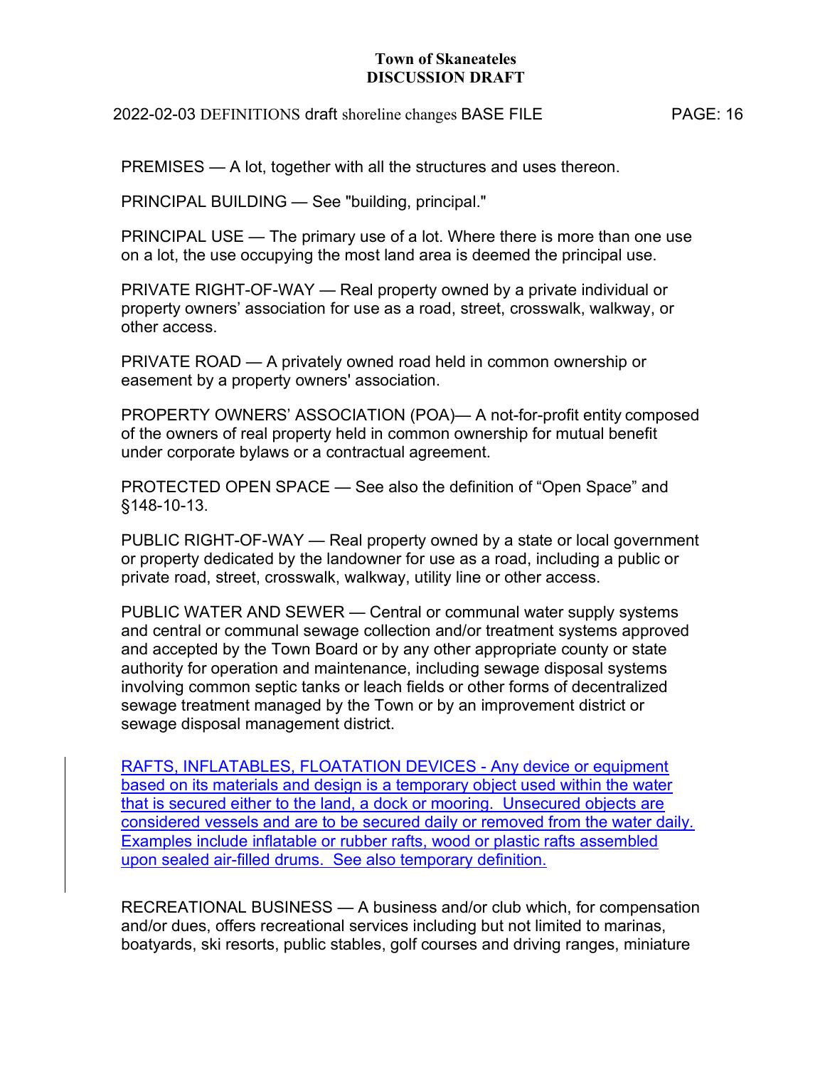PREMISES — A lot, together with all the structures and uses thereon.

PRINCIPAL BUILDING — See "building, principal."

PRINCIPAL USE — The primary use of a lot. Where there is more than one use on a lot, the use occupying the most land area is deemed the principal use.

PRIVATE RIGHT-OF-WAY — Real property owned by a private individual or property owners' association for use as a road, street, crosswalk, walkway, or other access.

PRIVATE ROAD — A privately owned road held in common ownership or easement by a property owners' association.

PROPERTY OWNERS' ASSOCIATION (POA)— A not-for-profit entity composed of the owners of real property held in common ownership for mutual benefit under corporate bylaws or a contractual agreement.

PROTECTED OPEN SPACE — See also the definition of "Open Space" and §148-10-13.

PUBLIC RIGHT-OF-WAY — Real property owned by a state or local government or property dedicated by the landowner for use as a road, including a public or private road, street, crosswalk, walkway, utility line or other access.

PUBLIC WATER AND SEWER — Central or communal water supply systems and central or communal sewage collection and/or treatment systems approved and accepted by the Town Board or by any other appropriate county or state authority for operation and maintenance, including sewage disposal systems involving common septic tanks or leach fields or other forms of decentralized sewage treatment managed by the Town or by an improvement district or sewage disposal management district.

RAFTS, INFLATABLES, FLOATATION DEVICES - Any device or equipment based on its materials and design is a temporary object used within the water that is secured either to the land, a dock or mooring. Unsecured objects are considered vessels and are to be secured daily or removed from the water daily. Examples include inflatable or rubber rafts, wood or plastic rafts assembled upon sealed air-filled drums. See also temporary definition.

RECREATIONAL BUSINESS — A business and/or club which, for compensation and/or dues, offers recreational services including but not limited to marinas, boatyards, ski resorts, public stables, golf courses and driving ranges, miniature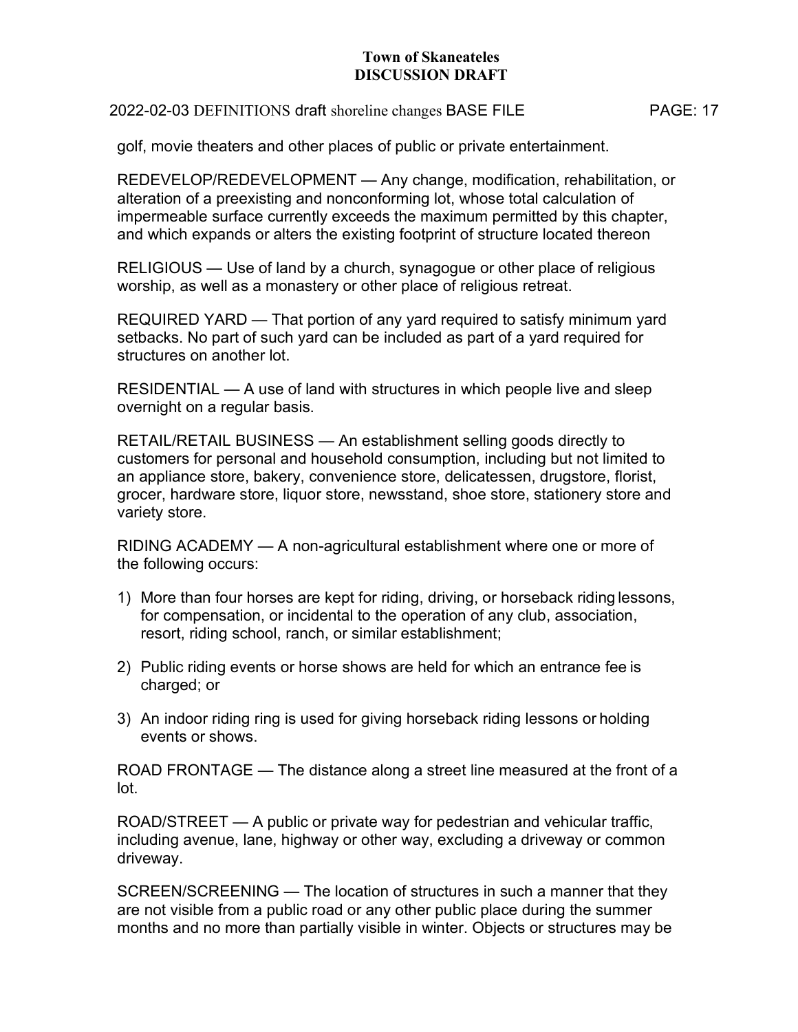golf, movie theaters and other places of public or private entertainment.

REDEVELOP/REDEVELOPMENT — Any change, modification, rehabilitation, or alteration of a preexisting and nonconforming lot, whose total calculation of impermeable surface currently exceeds the maximum permitted by this chapter, and which expands or alters the existing footprint of structure located thereon

RELIGIOUS — Use of land by a church, synagogue or other place of religious worship, as well as a monastery or other place of religious retreat.

REQUIRED YARD — That portion of any yard required to satisfy minimum yard setbacks. No part of such yard can be included as part of a yard required for structures on another lot.

RESIDENTIAL — A use of land with structures in which people live and sleep overnight on a regular basis.

RETAIL/RETAIL BUSINESS — An establishment selling goods directly to customers for personal and household consumption, including but not limited to an appliance store, bakery, convenience store, delicatessen, drugstore, florist, grocer, hardware store, liquor store, newsstand, shoe store, stationery store and variety store.

RIDING ACADEMY — A non-agricultural establishment where one or more of the following occurs:

1) More than four horses are kept for riding, driving, or horseback riding lessons, for compensation, or incidental to the operation of any club, association, resort, riding school, ranch, or similar establishment;

2) Public riding events or horse shows are held for which an entrance fee is charged; or

3) An indoor riding ring is used for giving horseback riding lessons or holding events or shows.

ROAD FRONTAGE — The distance along a street line measured at the front of a lot.

ROAD/STREET — A public or private way for pedestrian and vehicular traffic, including avenue, lane, highway or other way, excluding a driveway or common driveway.

SCREEN/SCREENING — The location of structures in such a manner that they are not visible from a public road or any other public place during the summer months and no more than partially visible in winter. Objects or structures may be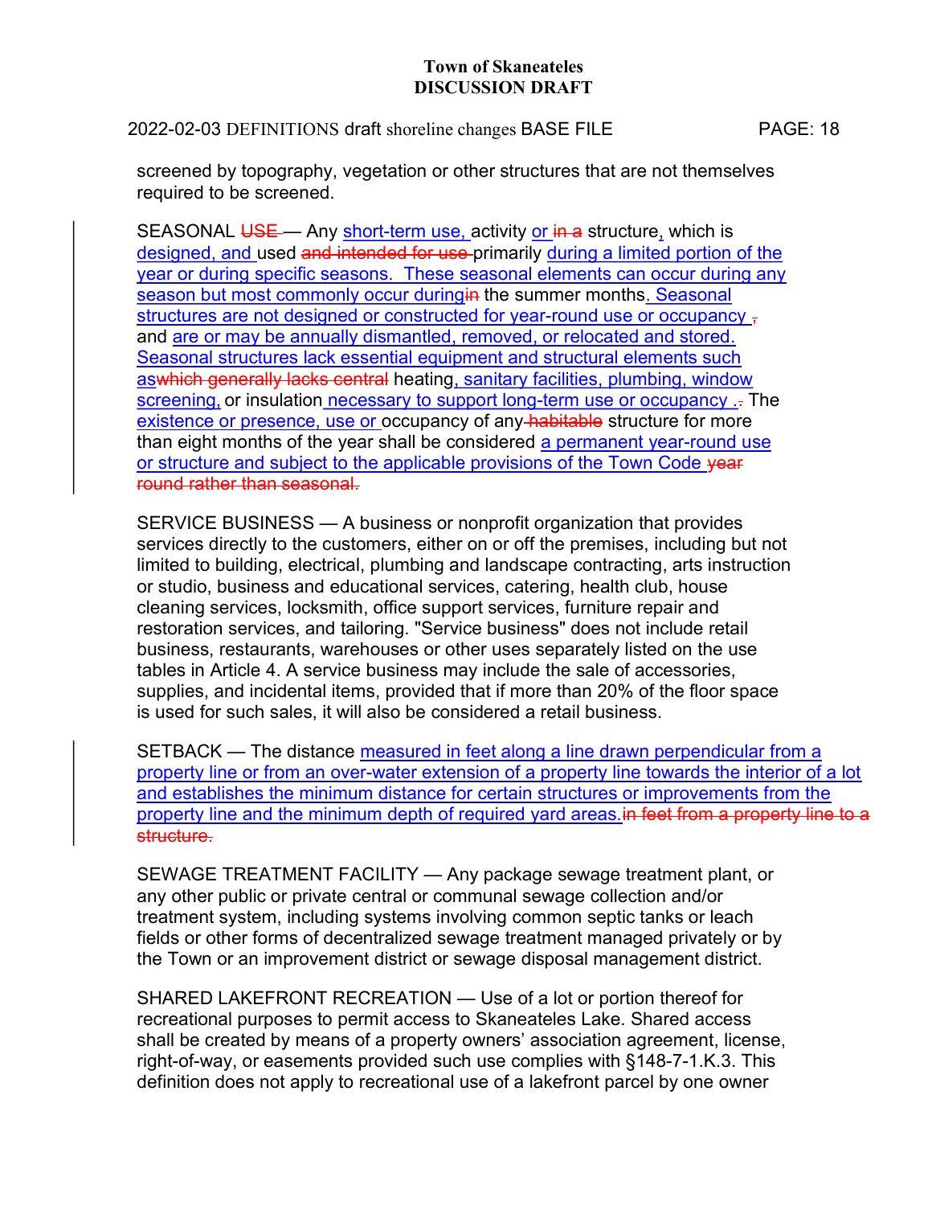screened by topography, vegetation or other structures that are not themselves required to be screened.

SEASONAL ~~USE~~ — Any <u>short-term use,</u> activity <u>or</u> ~~in a~~ structure<u>,</u> which is <u>designed, and</u> used ~~and intended for use~~ primarily <u>during a limited portion of the year or during specific seasons. These seasonal elements can occur during any season but most commonly occur during</u>~~in~~ the summer months<u>. Seasonal structures are not designed or constructed for year-round use or occupancy .</u>~~,~~ and <u>are or may be annually dismantled, removed, or relocated and stored. Seasonal structures lack essential equipment and structural elements such as</u>~~which generally lacks central~~ heating<u>, sanitary facilities, plumbing, window screening,</u> or insulation <u>necessary to support long-term use or occupancy .</u>~~.~~ The <u>existence or presence, use or</u> occupancy of any ~~habitable~~ structure for more than eight months of the year shall be considered <u>a permanent year-round use or structure and subject to the applicable provisions of the Town Code</u> ~~year round rather than seasonal.~~

SERVICE BUSINESS — A business or nonprofit organization that provides services directly to the customers, either on or off the premises, including but not limited to building, electrical, plumbing and landscape contracting, arts instruction or studio, business and educational services, catering, health club, house cleaning services, locksmith, office support services, furniture repair and restoration services, and tailoring. "Service business" does not include retail business, restaurants, warehouses or other uses separately listed on the use tables in Article 4. A service business may include the sale of accessories, supplies, and incidental items, provided that if more than 20% of the floor space is used for such sales, it will also be considered a retail business.

SETBACK — The distance <u>measured in feet along a line drawn perpendicular from a property line or from an over-water extension of a property line towards the interior of a lot and establishes the minimum distance for certain structures or improvements from the property line and the minimum depth of required yard areas.</u>~~in feet from a property line to a structure.~~

SEWAGE TREATMENT FACILITY — Any package sewage treatment plant, or any other public or private central or communal sewage collection and/or treatment system, including systems involving common septic tanks or leach fields or other forms of decentralized sewage treatment managed privately or by the Town or an improvement district or sewage disposal management district.

SHARED LAKEFRONT RECREATION — Use of a lot or portion thereof for recreational purposes to permit access to Skaneateles Lake. Shared access shall be created by means of a property owners' association agreement, license, right-of-way, or easements provided such use complies with §148-7-1.K.3. This definition does not apply to recreational use of a lakefront parcel by one owner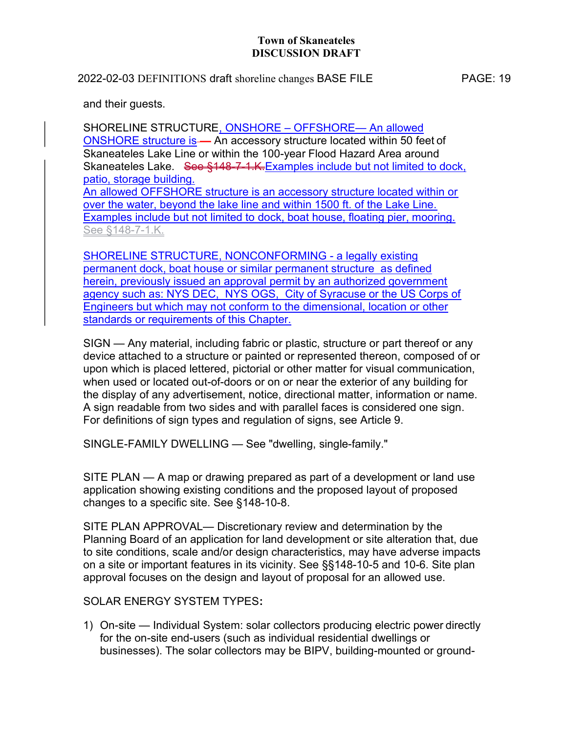and their guests.

SHORELINE STRUCTURE, ONSHORE – OFFSHORE— An allowed ONSHORE structure is — An accessory structure located within 50 feet of Skaneateles Lake Line or within the 100-year Flood Hazard Area around Skaneateles Lake. ~~See §148-7-1.K.~~Examples include but not limited to dock, patio, storage building.
An allowed OFFSHORE structure is an accessory structure located within or over the water, beyond the lake line and within 1500 ft. of the Lake Line. Examples include but not limited to dock, boat house, floating pier, mooring. See §148-7-1.K.

SHORELINE STRUCTURE, NONCONFORMING - a legally existing permanent dock, boat house or similar permanent structure as defined herein, previously issued an approval permit by an authorized government agency such as: NYS DEC, NYS OGS, City of Syracuse or the US Corps of Engineers but which may not conform to the dimensional, location or other standards or requirements of this Chapter.

SIGN — Any material, including fabric or plastic, structure or part thereof or any device attached to a structure or painted or represented thereon, composed of or upon which is placed lettered, pictorial or other matter for visual communication, when used or located out-of-doors or on or near the exterior of any building for the display of any advertisement, notice, directional matter, information or name. A sign readable from two sides and with parallel faces is considered one sign. For definitions of sign types and regulation of signs, see Article 9.

SINGLE-FAMILY DWELLING — See "dwelling, single-family."

SITE PLAN — A map or drawing prepared as part of a development or land use application showing existing conditions and the proposed layout of proposed changes to a specific site. See §148-10-8.

SITE PLAN APPROVAL— Discretionary review and determination by the Planning Board of an application for land development or site alteration that, due to site conditions, scale and/or design characteristics, may have adverse impacts on a site or important features in its vicinity. See §§148-10-5 and 10-6. Site plan approval focuses on the design and layout of proposal for an allowed use.

SOLAR ENERGY SYSTEM TYPES**:**

1) On-site — Individual System: solar collectors producing electric power directly for the on-site end-users (such as individual residential dwellings or businesses). The solar collectors may be BIPV, building-mounted or ground-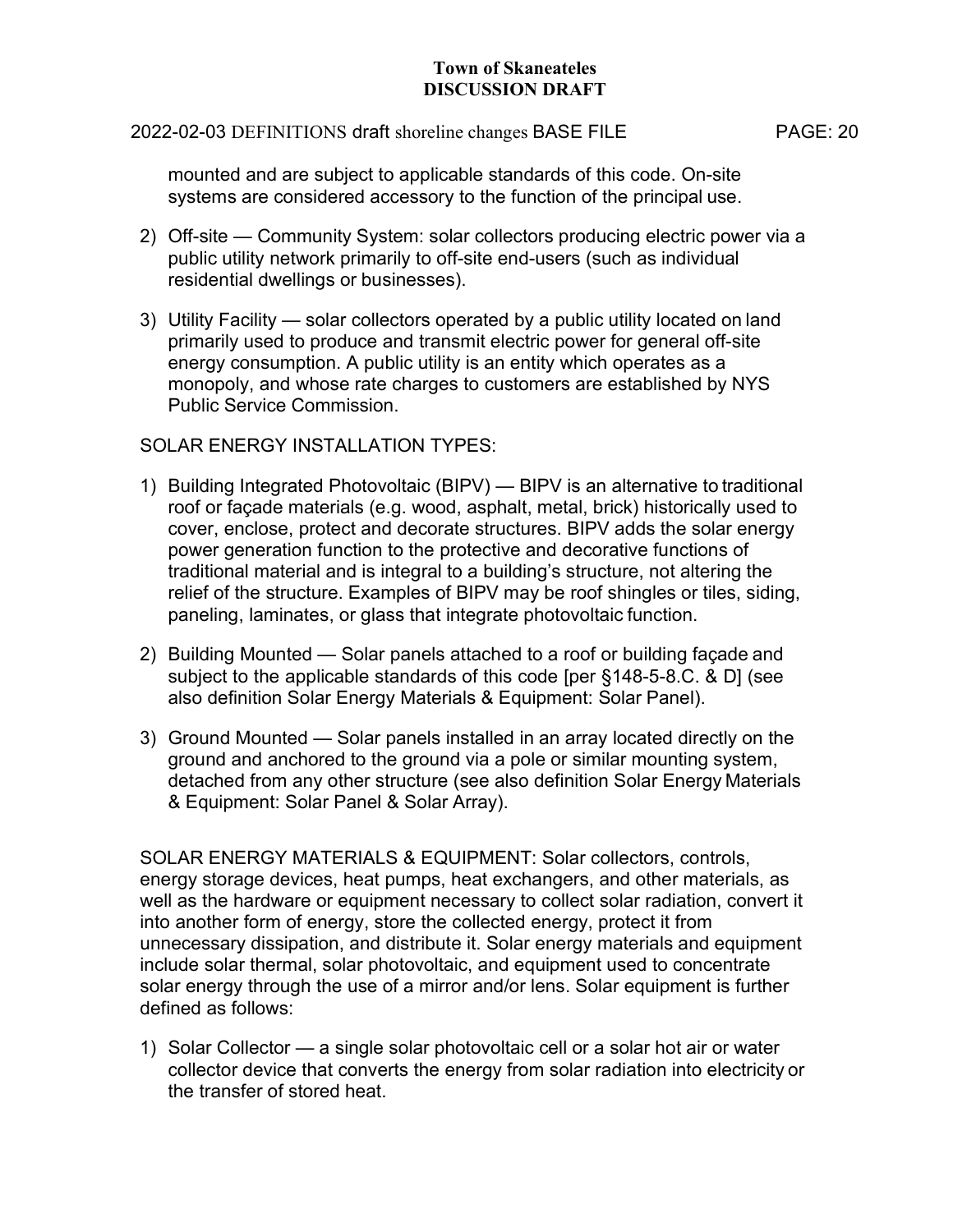mounted and are subject to applicable standards of this code. On-site systems are considered accessory to the function of the principal use.

2) Off-site — Community System: solar collectors producing electric power via a public utility network primarily to off-site end-users (such as individual residential dwellings or businesses).

3) Utility Facility — solar collectors operated by a public utility located on land primarily used to produce and transmit electric power for general off-site energy consumption. A public utility is an entity which operates as a monopoly, and whose rate charges to customers are established by NYS Public Service Commission.

SOLAR ENERGY INSTALLATION TYPES:

1) Building Integrated Photovoltaic (BIPV) — BIPV is an alternative to traditional roof or façade materials (e.g. wood, asphalt, metal, brick) historically used to cover, enclose, protect and decorate structures. BIPV adds the solar energy power generation function to the protective and decorative functions of traditional material and is integral to a building's structure, not altering the relief of the structure. Examples of BIPV may be roof shingles or tiles, siding, paneling, laminates, or glass that integrate photovoltaic function.

2) Building Mounted — Solar panels attached to a roof or building façade and subject to the applicable standards of this code [per §148-5-8.C. & D] (see also definition Solar Energy Materials & Equipment: Solar Panel).

3) Ground Mounted — Solar panels installed in an array located directly on the ground and anchored to the ground via a pole or similar mounting system, detached from any other structure (see also definition Solar Energy Materials & Equipment: Solar Panel & Solar Array).

SOLAR ENERGY MATERIALS & EQUIPMENT: Solar collectors, controls, energy storage devices, heat pumps, heat exchangers, and other materials, as well as the hardware or equipment necessary to collect solar radiation, convert it into another form of energy, store the collected energy, protect it from unnecessary dissipation, and distribute it. Solar energy materials and equipment include solar thermal, solar photovoltaic, and equipment used to concentrate solar energy through the use of a mirror and/or lens. Solar equipment is further defined as follows:

1) Solar Collector — a single solar photovoltaic cell or a solar hot air or water collector device that converts the energy from solar radiation into electricity or the transfer of stored heat.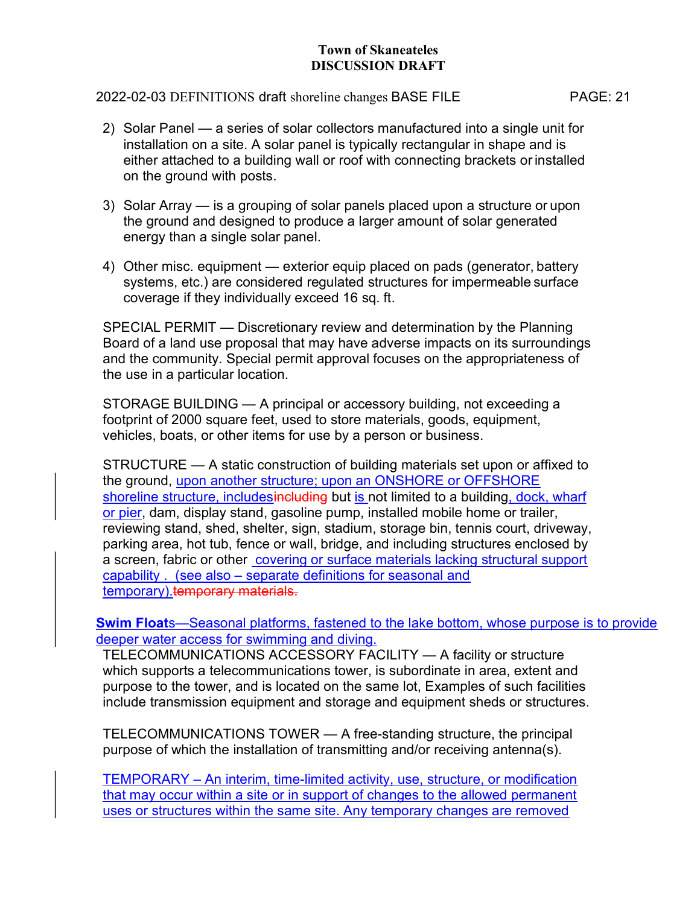2) Solar Panel — a series of solar collectors manufactured into a single unit for installation on a site. A solar panel is typically rectangular in shape and is either attached to a building wall or roof with connecting brackets or installed on the ground with posts.

3) Solar Array — is a grouping of solar panels placed upon a structure or upon the ground and designed to produce a larger amount of solar generated energy than a single solar panel.

4) Other misc. equipment — exterior equip placed on pads (generator, battery systems, etc.) are considered regulated structures for impermeable surface coverage if they individually exceed 16 sq. ft.

SPECIAL PERMIT — Discretionary review and determination by the Planning Board of a land use proposal that may have adverse impacts on its surroundings and the community. Special permit approval focuses on the appropriateness of the use in a particular location.

STORAGE BUILDING — A principal or accessory building, not exceeding a footprint of 2000 square feet, used to store materials, goods, equipment, vehicles, boats, or other items for use by a person or business.

STRUCTURE — A static construction of building materials set upon or affixed to the ground, upon another structure; upon an ONSHORE or OFFSHORE shoreline structure, includes~~including~~ but is not limited to a building, dock, wharf or pier, dam, display stand, gasoline pump, installed mobile home or trailer, reviewing stand, shed, shelter, sign, stadium, storage bin, tennis court, driveway, parking area, hot tub, fence or wall, bridge, and including structures enclosed by a screen, fabric or other covering or surface materials lacking structural support capability . (see also – separate definitions for seasonal and temporary).~~temporary materials.~~

**Swim Floats**—Seasonal platforms, fastened to the lake bottom, whose purpose is to provide deeper water access for swimming and diving.

TELECOMMUNICATIONS ACCESSORY FACILITY — A facility or structure which supports a telecommunications tower, is subordinate in area, extent and purpose to the tower, and is located on the same lot, Examples of such facilities include transmission equipment and storage and equipment sheds or structures.

TELECOMMUNICATIONS TOWER — A free-standing structure, the principal purpose of which the installation of transmitting and/or receiving antenna(s).

TEMPORARY – An interim, time-limited activity, use, structure, or modification that may occur within a site or in support of changes to the allowed permanent uses or structures within the same site. Any temporary changes are removed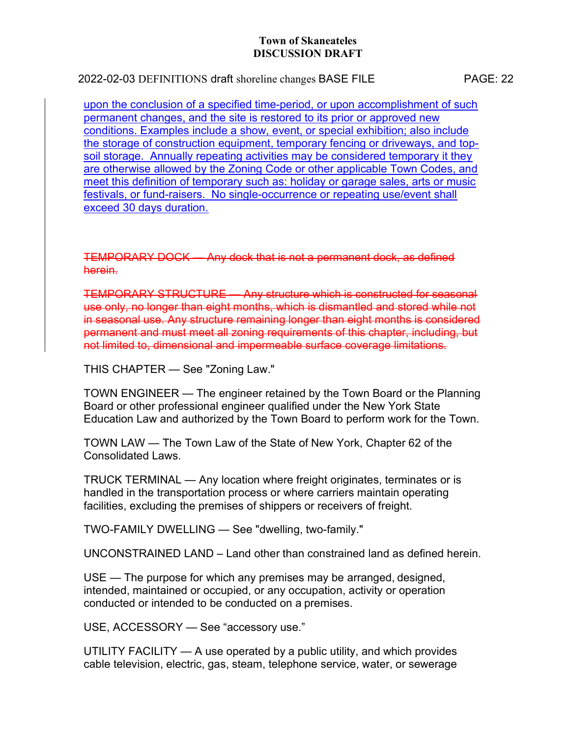upon the conclusion of a specified time-period, or upon accomplishment of such permanent changes, and the site is restored to its prior or approved new conditions. Examples include a show, event, or special exhibition; also include the storage of construction equipment, temporary fencing or driveways, and top-soil storage.  Annually repeating activities may be considered temporary it they are otherwise allowed by the Zoning Code or other applicable Town Codes, and meet this definition of temporary such as: holiday or garage sales, arts or music festivals, or fund-raisers.  No single-occurrence or repeating use/event shall exceed 30 days duration.

~~TEMPORARY DOCK — Any dock that is not a permanent dock, as defined herein.~~

~~TEMPORARY STRUCTURE — Any structure which is constructed for seasonal use only, no longer than eight months, which is dismantled and stored while not in seasonal use. Any structure remaining longer than eight months is considered permanent and must meet all zoning requirements of this chapter, including, but not limited to, dimensional and impermeable surface coverage limitations.~~

THIS CHAPTER — See "Zoning Law."

TOWN ENGINEER — The engineer retained by the Town Board or the Planning Board or other professional engineer qualified under the New York State Education Law and authorized by the Town Board to perform work for the Town.

TOWN LAW — The Town Law of the State of New York, Chapter 62 of the Consolidated Laws.

TRUCK TERMINAL — Any location where freight originates, terminates or is handled in the transportation process or where carriers maintain operating facilities, excluding the premises of shippers or receivers of freight.

TWO-FAMILY DWELLING — See "dwelling, two-family."

UNCONSTRAINED LAND – Land other than constrained land as defined herein.

USE — The purpose for which any premises may be arranged, designed, intended, maintained or occupied, or any occupation, activity or operation conducted or intended to be conducted on a premises.

USE, ACCESSORY — See "accessory use."

UTILITY FACILITY — A use operated by a public utility, and which provides cable television, electric, gas, steam, telephone service, water, or sewerage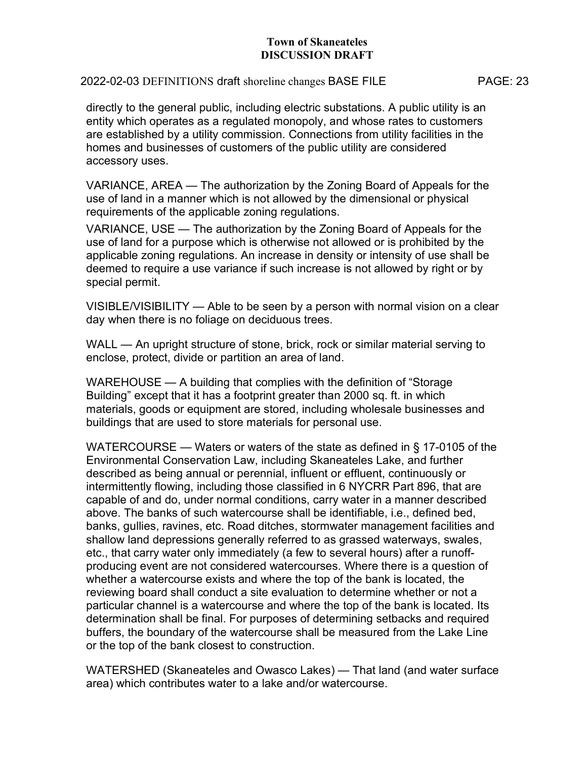directly to the general public, including electric substations. A public utility is an entity which operates as a regulated monopoly, and whose rates to customers are established by a utility commission. Connections from utility facilities in the homes and businesses of customers of the public utility are considered accessory uses.

VARIANCE, AREA — The authorization by the Zoning Board of Appeals for the use of land in a manner which is not allowed by the dimensional or physical requirements of the applicable zoning regulations.

VARIANCE, USE — The authorization by the Zoning Board of Appeals for the use of land for a purpose which is otherwise not allowed or is prohibited by the applicable zoning regulations. An increase in density or intensity of use shall be deemed to require a use variance if such increase is not allowed by right or by special permit.

VISIBLE/VISIBILITY — Able to be seen by a person with normal vision on a clear day when there is no foliage on deciduous trees.

WALL — An upright structure of stone, brick, rock or similar material serving to enclose, protect, divide or partition an area of land.

WAREHOUSE — A building that complies with the definition of "Storage Building" except that it has a footprint greater than 2000 sq. ft. in which materials, goods or equipment are stored, including wholesale businesses and buildings that are used to store materials for personal use.

WATERCOURSE — Waters or waters of the state as defined in § 17-0105 of the Environmental Conservation Law, including Skaneateles Lake, and further described as being annual or perennial, influent or effluent, continuously or intermittently flowing, including those classified in 6 NYCRR Part 896, that are capable of and do, under normal conditions, carry water in a manner described above. The banks of such watercourse shall be identifiable, i.e., defined bed, banks, gullies, ravines, etc. Road ditches, stormwater management facilities and shallow land depressions generally referred to as grassed waterways, swales, etc., that carry water only immediately (a few to several hours) after a runoff-producing event are not considered watercourses. Where there is a question of whether a watercourse exists and where the top of the bank is located, the reviewing board shall conduct a site evaluation to determine whether or not a particular channel is a watercourse and where the top of the bank is located. Its determination shall be final. For purposes of determining setbacks and required buffers, the boundary of the watercourse shall be measured from the Lake Line or the top of the bank closest to construction.

WATERSHED (Skaneateles and Owasco Lakes) — That land (and water surface area) which contributes water to a lake and/or watercourse.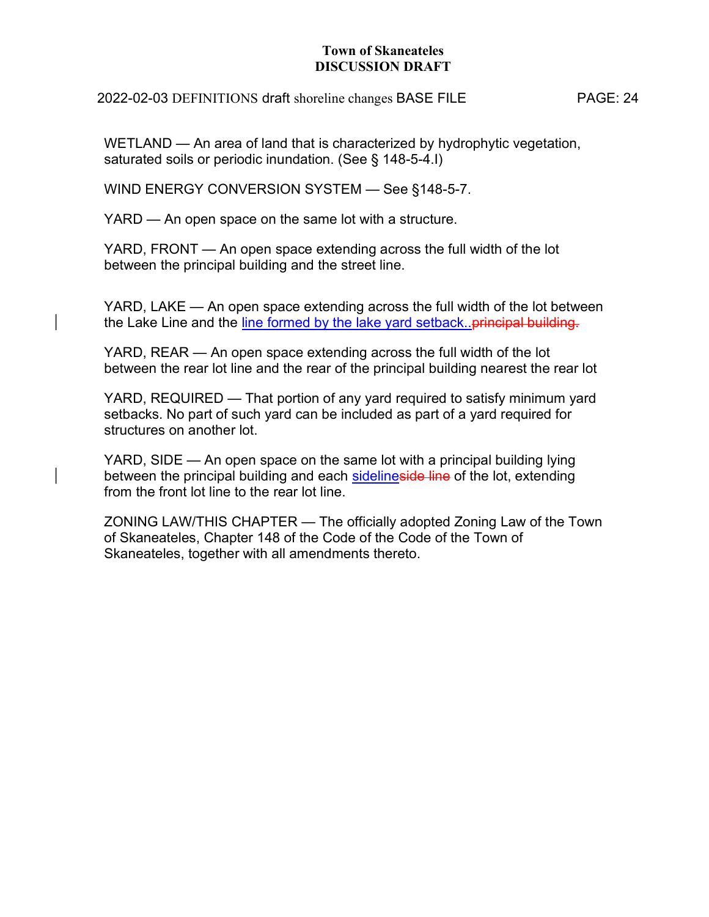WETLAND — An area of land that is characterized by hydrophytic vegetation, saturated soils or periodic inundation. (See § 148-5-4.I)

WIND ENERGY CONVERSION SYSTEM — See §148-5-7.

YARD — An open space on the same lot with a structure.

YARD, FRONT — An open space extending across the full width of the lot between the principal building and the street line.

YARD, LAKE — An open space extending across the full width of the lot between the Lake Line and the line formed by the lake yard setback..~~principal building.~~

YARD, REAR — An open space extending across the full width of the lot between the rear lot line and the rear of the principal building nearest the rear lot

YARD, REQUIRED — That portion of any yard required to satisfy minimum yard setbacks. No part of such yard can be included as part of a yard required for structures on another lot.

YARD, SIDE — An open space on the same lot with a principal building lying between the principal building and each sideline~~side line~~ of the lot, extending from the front lot line to the rear lot line.

ZONING LAW/THIS CHAPTER — The officially adopted Zoning Law of the Town of Skaneateles, Chapter 148 of the Code of the Code of the Town of Skaneateles, together with all amendments thereto.